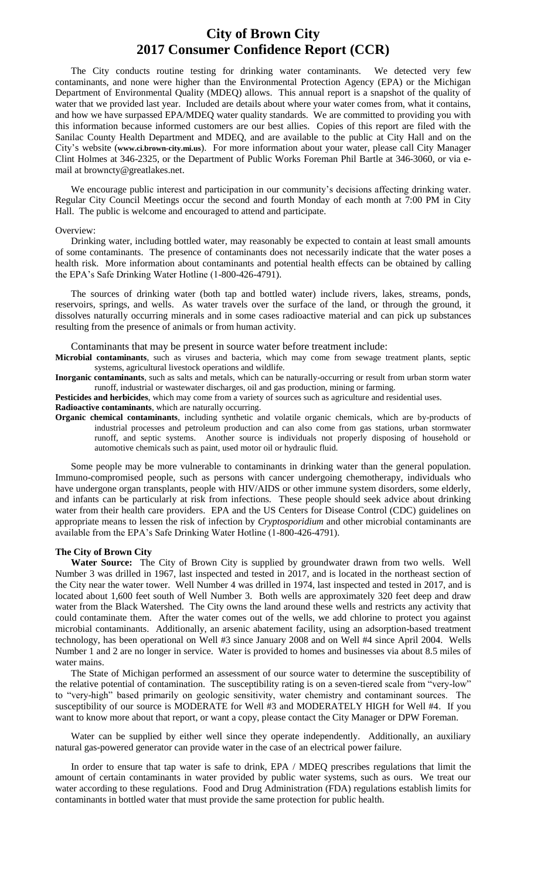# City of Brown City
# 2017 Consumer Confidence Report (CCR)

The City conducts routine testing for drinking water contaminants. We detected very few contaminants, and none were higher than the Environmental Protection Agency (EPA) or the Michigan Department of Environmental Quality (MDEQ) allows. This annual report is a snapshot of the quality of water that we provided last year. Included are details about where your water comes from, what it contains, and how we have surpassed EPA/MDEQ water quality standards. We are committed to providing you with this information because informed customers are our best allies. Copies of this report are filed with the Sanilac County Health Department and MDEQ, and are available to the public at City Hall and on the City's website (**www.ci.brown-city.mi.us**). For more information about your water, please call City Manager Clint Holmes at 346-2325, or the Department of Public Works Foreman Phil Bartle at 346-3060, or via e-mail at browncty@greatlakes.net.

We encourage public interest and participation in our community's decisions affecting drinking water. Regular City Council Meetings occur the second and fourth Monday of each month at 7:00 PM in City Hall. The public is welcome and encouraged to attend and participate.

Overview:

Drinking water, including bottled water, may reasonably be expected to contain at least small amounts of some contaminants. The presence of contaminants does not necessarily indicate that the water poses a health risk. More information about contaminants and potential health effects can be obtained by calling the EPA's Safe Drinking Water Hotline (1-800-426-4791).

The sources of drinking water (both tap and bottled water) include rivers, lakes, streams, ponds, reservoirs, springs, and wells. As water travels over the surface of the land, or through the ground, it dissolves naturally occurring minerals and in some cases radioactive material and can pick up substances resulting from the presence of animals or from human activity.

Contaminants that may be present in source water before treatment include:

**Microbial contaminants**, such as viruses and bacteria, which may come from sewage treatment plants, septic systems, agricultural livestock operations and wildlife.

**Inorganic contaminants**, such as salts and metals, which can be naturally-occurring or result from urban storm water runoff, industrial or wastewater discharges, oil and gas production, mining or farming.

**Pesticides and herbicides**, which may come from a variety of sources such as agriculture and residential uses.

**Radioactive contaminants**, which are naturally occurring.

**Organic chemical contaminants**, including synthetic and volatile organic chemicals, which are by-products of industrial processes and petroleum production and can also come from gas stations, urban stormwater runoff, and septic systems. Another source is individuals not properly disposing of household or automotive chemicals such as paint, used motor oil or hydraulic fluid.

Some people may be more vulnerable to contaminants in drinking water than the general population. Immuno-compromised people, such as persons with cancer undergoing chemotherapy, individuals who have undergone organ transplants, people with HIV/AIDS or other immune system disorders, some elderly, and infants can be particularly at risk from infections. These people should seek advice about drinking water from their health care providers. EPA and the US Centers for Disease Control (CDC) guidelines on appropriate means to lessen the risk of infection by *Cryptosporidium* and other microbial contaminants are available from the EPA's Safe Drinking Water Hotline (1-800-426-4791).

**The City of Brown City**

**Water Source:** The City of Brown City is supplied by groundwater drawn from two wells. Well Number 3 was drilled in 1967, last inspected and tested in 2017, and is located in the northeast section of the City near the water tower. Well Number 4 was drilled in 1974, last inspected and tested in 2017, and is located about 1,600 feet south of Well Number 3. Both wells are approximately 320 feet deep and draw water from the Black Watershed. The City owns the land around these wells and restricts any activity that could contaminate them. After the water comes out of the wells, we add chlorine to protect you against microbial contaminants. Additionally, an arsenic abatement facility, using an adsorption-based treatment technology, has been operational on Well #3 since January 2008 and on Well #4 since April 2004. Wells Number 1 and 2 are no longer in service. Water is provided to homes and businesses via about 8.5 miles of water mains.

The State of Michigan performed an assessment of our source water to determine the susceptibility of the relative potential of contamination. The susceptibility rating is on a seven-tiered scale from "very-low" to "very-high" based primarily on geologic sensitivity, water chemistry and contaminant sources. The susceptibility of our source is MODERATE for Well #3 and MODERATELY HIGH for Well #4. If you want to know more about that report, or want a copy, please contact the City Manager or DPW Foreman.

Water can be supplied by either well since they operate independently. Additionally, an auxiliary natural gas-powered generator can provide water in the case of an electrical power failure.

In order to ensure that tap water is safe to drink, EPA / MDEQ prescribes regulations that limit the amount of certain contaminants in water provided by public water systems, such as ours. We treat our water according to these regulations. Food and Drug Administration (FDA) regulations establish limits for contaminants in bottled water that must provide the same protection for public health.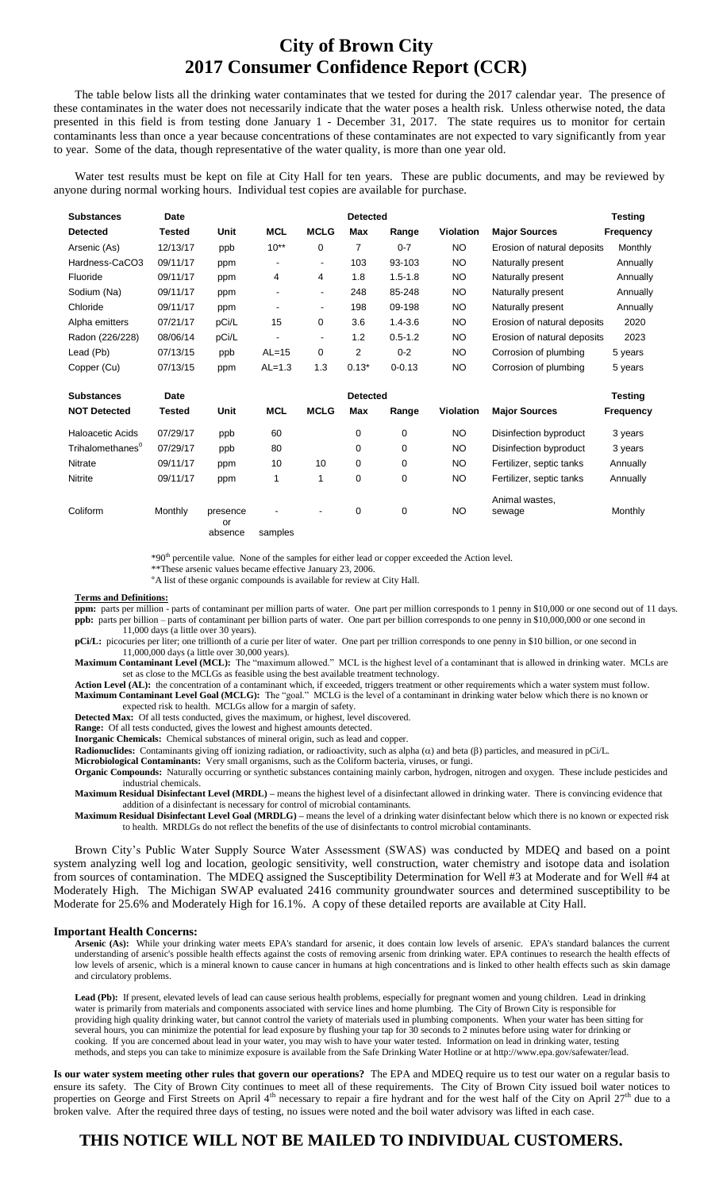# City of Brown City
# 2017 Consumer Confidence Report (CCR)

The table below lists all the drinking water contaminates that we tested for during the 2017 calendar year. The presence of these contaminates in the water does not necessarily indicate that the water poses a health risk. Unless otherwise noted, the data presented in this field is from testing done January 1 - December 31, 2017. The state requires us to monitor for certain contaminants less than once a year because concentrations of these contaminates are not expected to vary significantly from year to year. Some of the data, though representative of the water quality, is more than one year old.

Water test results must be kept on file at City Hall for ten years. These are public documents, and may be reviewed by anyone during normal working hours. Individual test copies are available for purchase.

| Substances | Date | | | | Detected | | | | Testing |
|---|---|---|---|---|---|---|---|---|---|
| **Detected** | **Tested** | **Unit** | **MCL** | **MCLG** | **Max** | **Range** | **Violation** | **Major Sources** | **Frequency** |
| Arsenic (As) | 12/13/17 | ppb | 10** | 0 | 7 | 0-7 | NO | Erosion of natural deposits | Monthly |
| Hardness-CaCO3 | 09/11/17 | ppm | - | - | 103 | 93-103 | NO | Naturally present | Annually |
| Fluoride | 09/11/17 | ppm | 4 | 4 | 1.8 | 1.5-1.8 | NO | Naturally present | Annually |
| Sodium (Na) | 09/11/17 | ppm | - | - | 248 | 85-248 | NO | Naturally present | Annually |
| Chloride | 09/11/17 | ppm | - | - | 198 | 09-198 | NO | Naturally present | Annually |
| Alpha emitters | 07/21/17 | pCi/L | 15 | 0 | 3.6 | 1.4-3.6 | NO | Erosion of natural deposits | 2020 |
| Radon (226/228) | 08/06/14 | pCi/L | - | - | 1.2 | 0.5-1.2 | NO | Erosion of natural deposits | 2023 |
| Lead (Pb) | 07/13/15 | ppb | AL=15 | 0 | 2 | 0-2 | NO | Corrosion of plumbing | 5 years |
| Copper (Cu) | 07/13/15 | ppm | AL=1.3 | 1.3 | 0.13* | 0-0.13 | NO | Corrosion of plumbing | 5 years |

| Substances | Date | | | | Detected | | | | Testing |
|---|---|---|---|---|---|---|---|---|---|
| **NOT Detected** | **Tested** | **Unit** | **MCL** | **MCLG** | **Max** | **Range** | **Violation** | **Major Sources** | **Frequency** |
| Haloacetic Acids | 07/29/17 | ppb | 60 | | 0 | 0 | NO | Disinfection byproduct | 3 years |
| Trihalomethanes° | 07/29/17 | ppb | 80 | | 0 | 0 | NO | Disinfection byproduct | 3 years |
| Nitrate | 09/11/17 | ppm | 10 | 10 | 0 | 0 | NO | Fertilizer, septic tanks | Annually |
| Nitrite | 09/11/17 | ppm | 1 | 1 | 0 | 0 | NO | Fertilizer, septic tanks | Annually |
| Coliform | Monthly | presence or absence | - samples | - | 0 | 0 | NO | Animal wastes, sewage | Monthly |

*90th percentile value. None of the samples for either lead or copper exceeded the Action level.

**These arsenic values became effective January 23, 2006.

°A list of these organic compounds is available for review at City Hall.

**Terms and Definitions:**

**ppm:** parts per million - parts of contaminant per million parts of water. One part per million corresponds to 1 penny in $10,000 or one second out of 11 days.

**ppb:** parts per billion – parts of contaminant per billion parts of water. One part per billion corresponds to one penny in $10,000,000 or one second in 11,000 days (a little over 30 years).

**pCi/L:** picocuries per liter; one trillionth of a curie per liter of water. One part per trillion corresponds to one penny in $10 billion, or one second in 11,000,000 days (a little over 30,000 years).

**Maximum Contaminant Level (MCL):** The "maximum allowed." MCL is the highest level of a contaminant that is allowed in drinking water. MCLs are set as close to the MCLGs as feasible using the best available treatment technology.

**Action Level (AL):** the concentration of a contaminant which, if exceeded, triggers treatment or other requirements which a water system must follow.

**Maximum Contaminant Level Goal (MCLG):** The "goal." MCLG is the level of a contaminant in drinking water below which there is no known or expected risk to health. MCLGs allow for a margin of safety.

**Detected Max:** Of all tests conducted, gives the maximum, or highest, level discovered.

**Range:** Of all tests conducted, gives the lowest and highest amounts detected.

**Inorganic Chemicals:** Chemical substances of mineral origin, such as lead and copper.

**Radionuclides:** Contaminants giving off ionizing radiation, or radioactivity, such as alpha (α) and beta (β) particles, and measured in pCi/L.

**Microbiological Contaminants:** Very small organisms, such as the Coliform bacteria, viruses, or fungi.

**Organic Compounds:** Naturally occurring or synthetic substances containing mainly carbon, hydrogen, nitrogen and oxygen. These include pesticides and industrial chemicals.

**Maximum Residual Disinfectant Level (MRDL)** – means the highest level of a disinfectant allowed in drinking water. There is convincing evidence that addition of a disinfectant is necessary for control of microbial contaminants.

**Maximum Residual Disinfectant Level Goal (MRDLG)** – means the level of a drinking water disinfectant below which there is no known or expected risk to health. MRDLGs do not reflect the benefits of the use of disinfectants to control microbial contaminants.

Brown City's Public Water Supply Source Water Assessment (SWAS) was conducted by MDEQ and based on a point system analyzing well log and location, geologic sensitivity, well construction, water chemistry and isotope data and isolation from sources of contamination. The MDEQ assigned the Susceptibility Determination for Well #3 at Moderate and for Well #4 at Moderately High. The Michigan SWAP evaluated 2416 community groundwater sources and determined susceptibility to be Moderate for 25.6% and Moderately High for 16.1%. A copy of these detailed reports are available at City Hall.

**Important Health Concerns:**

**Arsenic (As):** While your drinking water meets EPA's standard for arsenic, it does contain low levels of arsenic. EPA's standard balances the current understanding of arsenic's possible health effects against the costs of removing arsenic from drinking water. EPA continues to research the health effects of low levels of arsenic, which is a mineral known to cause cancer in humans at high concentrations and is linked to other health effects such as skin damage and circulatory problems.

**Lead (Pb):** If present, elevated levels of lead can cause serious health problems, especially for pregnant women and young children. Lead in drinking water is primarily from materials and components associated with service lines and home plumbing. The City of Brown City is responsible for providing high quality drinking water, but cannot control the variety of materials used in plumbing components. When your water has been sitting for several hours, you can minimize the potential for lead exposure by flushing your tap for 30 seconds to 2 minutes before using water for drinking or cooking. If you are concerned about lead in your water, you may wish to have your water tested. Information on lead in drinking water, testing methods, and steps you can take to minimize exposure is available from the Safe Drinking Water Hotline or at http://www.epa.gov/safewater/lead.

**Is our water system meeting other rules that govern our operations?** The EPA and MDEQ require us to test our water on a regular basis to ensure its safety. The City of Brown City continues to meet all of these requirements. The City of Brown City issued boil water notices to properties on George and First Streets on April 4th necessary to repair a fire hydrant and for the west half of the City on April 27th due to a broken valve. After the required three days of testing, no issues were noted and the boil water advisory was lifted in each case.

## THIS NOTICE WILL NOT BE MAILED TO INDIVIDUAL CUSTOMERS.